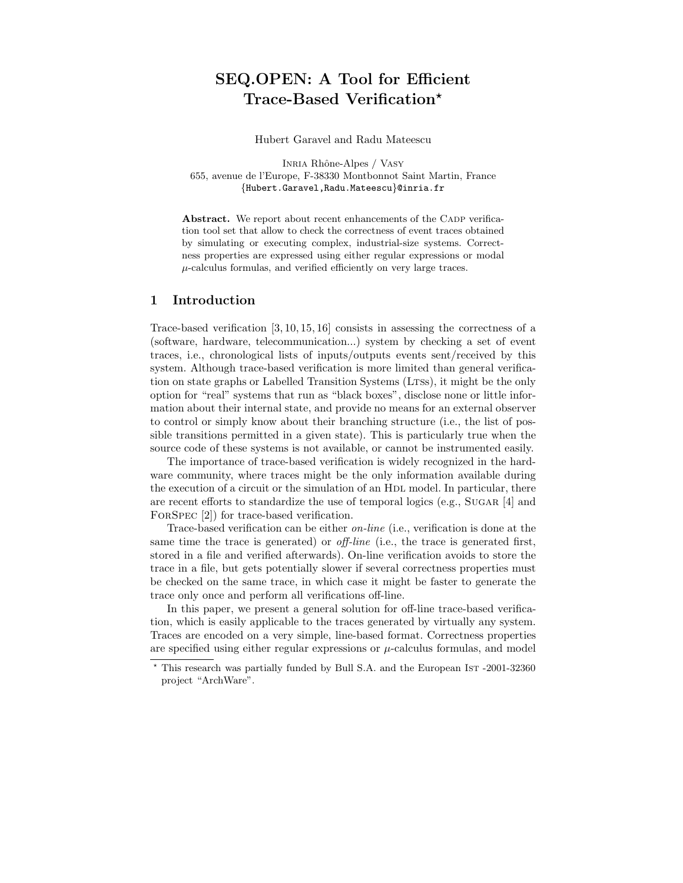# SEQ.OPEN: A Tool for Efficient Trace-Based Verification*

Hubert Garavel and Radu Mateescu

INRIA Rhône-Alpes / VASY
655, avenue de l'Europe, F-38330 Montbonnot Saint Martin, France
{Hubert.Garavel,Radu.Mateescu}@inria.fr

**Abstract.** We report about recent enhancements of the CADP verification tool set that allow to check the correctness of event traces obtained by simulating or executing complex, industrial-size systems. Correctness properties are expressed using either regular expressions or modal $\mu$-calculus formulas, and verified efficiently on very large traces.

## 1 Introduction

Trace-based verification [3, 10, 15, 16] consists in assessing the correctness of a (software, hardware, telecommunication...) system by checking a set of event traces, i.e., chronological lists of inputs/outputs events sent/received by this system. Although trace-based verification is more limited than general verification on state graphs or Labelled Transition Systems (LTSs), it might be the only option for "real" systems that run as "black boxes", disclose none or little information about their internal state, and provide no means for an external observer to control or simply know about their branching structure (i.e., the list of possible transitions permitted in a given state). This is particularly true when the source code of these systems is not available, or cannot be instrumented easily.

The importance of trace-based verification is widely recognized in the hardware community, where traces might be the only information available during the execution of a circuit or the simulation of an HDL model. In particular, there are recent efforts to standardize the use of temporal logics (e.g., SUGAR [4] and FORSPEC [2]) for trace-based verification.

Trace-based verification can be either *on-line* (i.e., verification is done at the same time the trace is generated) or *off-line* (i.e., the trace is generated first, stored in a file and verified afterwards). On-line verification avoids to store the trace in a file, but gets potentially slower if several correctness properties must be checked on the same trace, in which case it might be faster to generate the trace only once and perform all verifications off-line.

In this paper, we present a general solution for off-line trace-based verification, which is easily applicable to the traces generated by virtually any system. Traces are encoded on a very simple, line-based format. Correctness properties are specified using either regular expressions or $\mu$-calculus formulas, and model

* This research was partially funded by Bull S.A. and the European IST -2001-32360 project "ArchWare".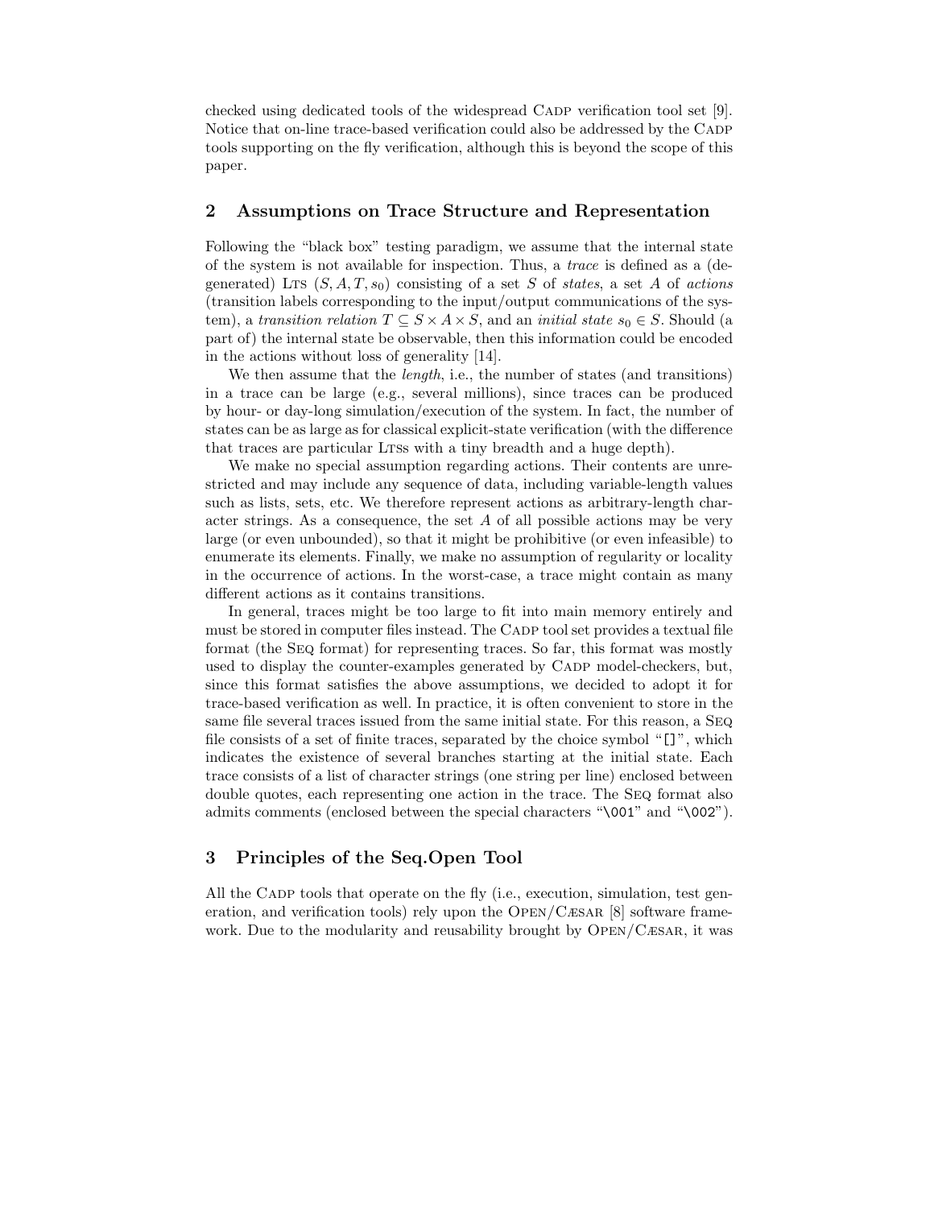checked using dedicated tools of the widespread CADP verification tool set [9]. Notice that on-line trace-based verification could also be addressed by the CADP tools supporting on the fly verification, although this is beyond the scope of this paper.

## 2 Assumptions on Trace Structure and Representation

Following the "black box" testing paradigm, we assume that the internal state of the system is not available for inspection. Thus, a *trace* is defined as a (degenerated) LTS $(S, A, T, s_0)$ consisting of a set $S$ of *states*, a set $A$ of *actions* (transition labels corresponding to the input/output communications of the system), a *transition relation* $T \subseteq S \times A \times S$, and an *initial state* $s_0 \in S$. Should (a part of) the internal state be observable, then this information could be encoded in the actions without loss of generality [14].

We then assume that the *length*, i.e., the number of states (and transitions) in a trace can be large (e.g., several millions), since traces can be produced by hour- or day-long simulation/execution of the system. In fact, the number of states can be as large as for classical explicit-state verification (with the difference that traces are particular LTSs with a tiny breadth and a huge depth).

We make no special assumption regarding actions. Their contents are unrestricted and may include any sequence of data, including variable-length values such as lists, sets, etc. We therefore represent actions as arbitrary-length character strings. As a consequence, the set $A$ of all possible actions may be very large (or even unbounded), so that it might be prohibitive (or even infeasible) to enumerate its elements. Finally, we make no assumption of regularity or locality in the occurrence of actions. In the worst-case, a trace might contain as many different actions as it contains transitions.

In general, traces might be too large to fit into main memory entirely and must be stored in computer files instead. The CADP tool set provides a textual file format (the SEQ format) for representing traces. So far, this format was mostly used to display the counter-examples generated by CADP model-checkers, but, since this format satisfies the above assumptions, we decided to adopt it for trace-based verification as well. In practice, it is often convenient to store in the same file several traces issued from the same initial state. For this reason, a SEQ file consists of a set of finite traces, separated by the choice symbol "[]", which indicates the existence of several branches starting at the initial state. Each trace consists of a list of character strings (one string per line) enclosed between double quotes, each representing one action in the trace. The SEQ format also admits comments (enclosed between the special characters "\001" and "\002").

## 3 Principles of the Seq.Open Tool

All the CADP tools that operate on the fly (i.e., execution, simulation, test generation, and verification tools) rely upon the OPEN/CÆSAR [8] software framework. Due to the modularity and reusability brought by OPEN/CÆSAR, it was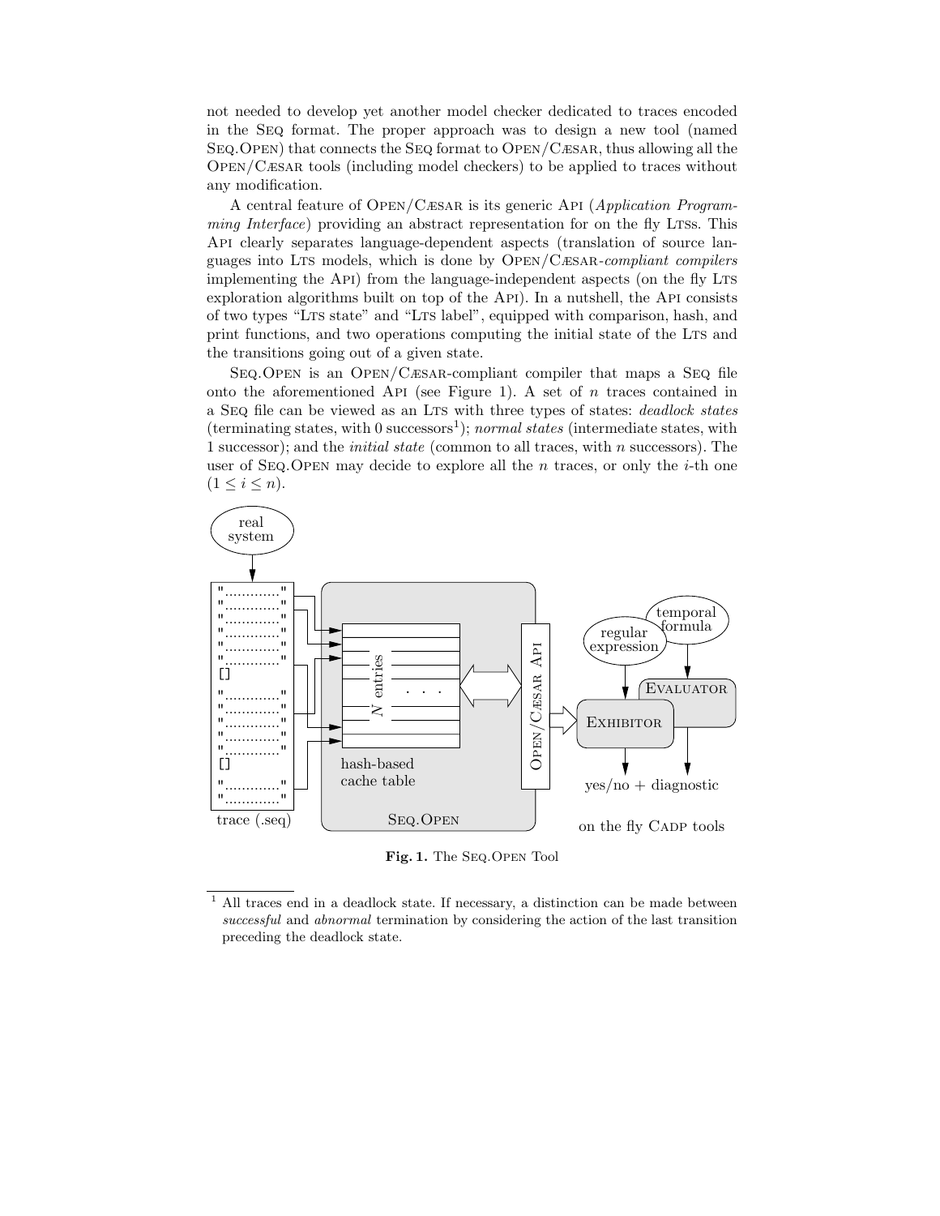not needed to develop yet another model checker dedicated to traces encoded in the Seq format. The proper approach was to design a new tool (named Seq.Open) that connects the Seq format to Open/Cæsar, thus allowing all the Open/Cæsar tools (including model checkers) to be applied to traces without any modification.

A central feature of Open/Cæsar is its generic Api (*Application Programming Interface*) providing an abstract representation for on the fly Ltss. This Api clearly separates language-dependent aspects (translation of source languages into Lts models, which is done by Open/Cæsar-*compliant compilers* implementing the Api) from the language-independent aspects (on the fly Lts exploration algorithms built on top of the Api). In a nutshell, the Api consists of two types "Lts state" and "Lts label", equipped with comparison, hash, and print functions, and two operations computing the initial state of the Lts and the transitions going out of a given state.

Seq.Open is an Open/Cæsar-compliant compiler that maps a Seq file onto the aforementioned Api (see Figure 1). A set of $n$ traces contained in a Seq file can be viewed as an Lts with three types of states: *deadlock states* (terminating states, with 0 successors[1]); *normal states* (intermediate states, with 1 successor); and the *initial state* (common to all traces, with $n$ successors). The user of Seq.Open may decide to explore all the $n$ traces, or only the $i$-th one ($1 \leq i \leq n$).

**Fig. 1.** The Seq.Open Tool

[1] All traces end in a deadlock state. If necessary, a distinction can be made between *successful* and *abnormal* termination by considering the action of the last transition preceding the deadlock state.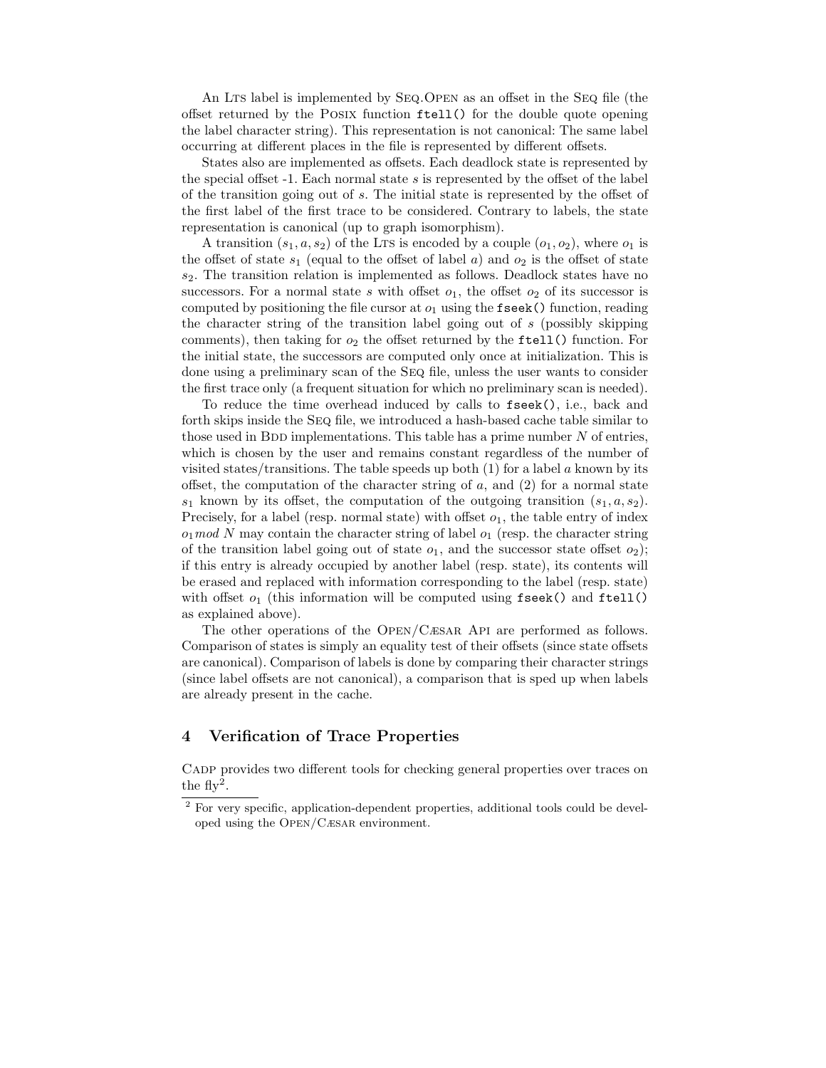An LTS label is implemented by SEQ.OPEN as an offset in the SEQ file (the offset returned by the POSIX function `ftell()` for the double quote opening the label character string). This representation is not canonical: The same label occurring at different places in the file is represented by different offsets.

States also are implemented as offsets. Each deadlock state is represented by the special offset -1. Each normal state $s$ is represented by the offset of the label of the transition going out of $s$. The initial state is represented by the offset of the first label of the first trace to be considered. Contrary to labels, the state representation is canonical (up to graph isomorphism).

A transition $(s_1, a, s_2)$ of the LTS is encoded by a couple $(o_1, o_2)$, where $o_1$ is the offset of state $s_1$ (equal to the offset of label $a$) and $o_2$ is the offset of state $s_2$. The transition relation is implemented as follows. Deadlock states have no successors. For a normal state $s$ with offset $o_1$, the offset $o_2$ of its successor is computed by positioning the file cursor at $o_1$ using the `fseek()` function, reading the character string of the transition label going out of $s$ (possibly skipping comments), then taking for $o_2$ the offset returned by the `ftell()` function. For the initial state, the successors are computed only once at initialization. This is done using a preliminary scan of the SEQ file, unless the user wants to consider the first trace only (a frequent situation for which no preliminary scan is needed).

To reduce the time overhead induced by calls to `fseek()`, i.e., back and forth skips inside the SEQ file, we introduced a hash-based cache table similar to those used in BDD implementations. This table has a prime number $N$ of entries, which is chosen by the user and remains constant regardless of the number of visited states/transitions. The table speeds up both (1) for a label $a$ known by its offset, the computation of the character string of $a$, and (2) for a normal state $s_1$ known by its offset, the computation of the outgoing transition $(s_1, a, s_2)$. Precisely, for a label (resp. normal state) with offset $o_1$, the table entry of index $o_1 \, mod \, N$ may contain the character string of label $o_1$ (resp. the character string of the transition label going out of state $o_1$, and the successor state offset $o_2$); if this entry is already occupied by another label (resp. state), its contents will be erased and replaced with information corresponding to the label (resp. state) with offset $o_1$ (this information will be computed using `fseek()` and `ftell()` as explained above).

The other operations of the OPEN/CÆSAR API are performed as follows. Comparison of states is simply an equality test of their offsets (since state offsets are canonical). Comparison of labels is done by comparing their character strings (since label offsets are not canonical), a comparison that is sped up when labels are already present in the cache.

## 4 Verification of Trace Properties

CADP provides two different tools for checking general properties over traces on the fly[2].

[2] For very specific, application-dependent properties, additional tools could be developed using the OPEN/CÆSAR environment.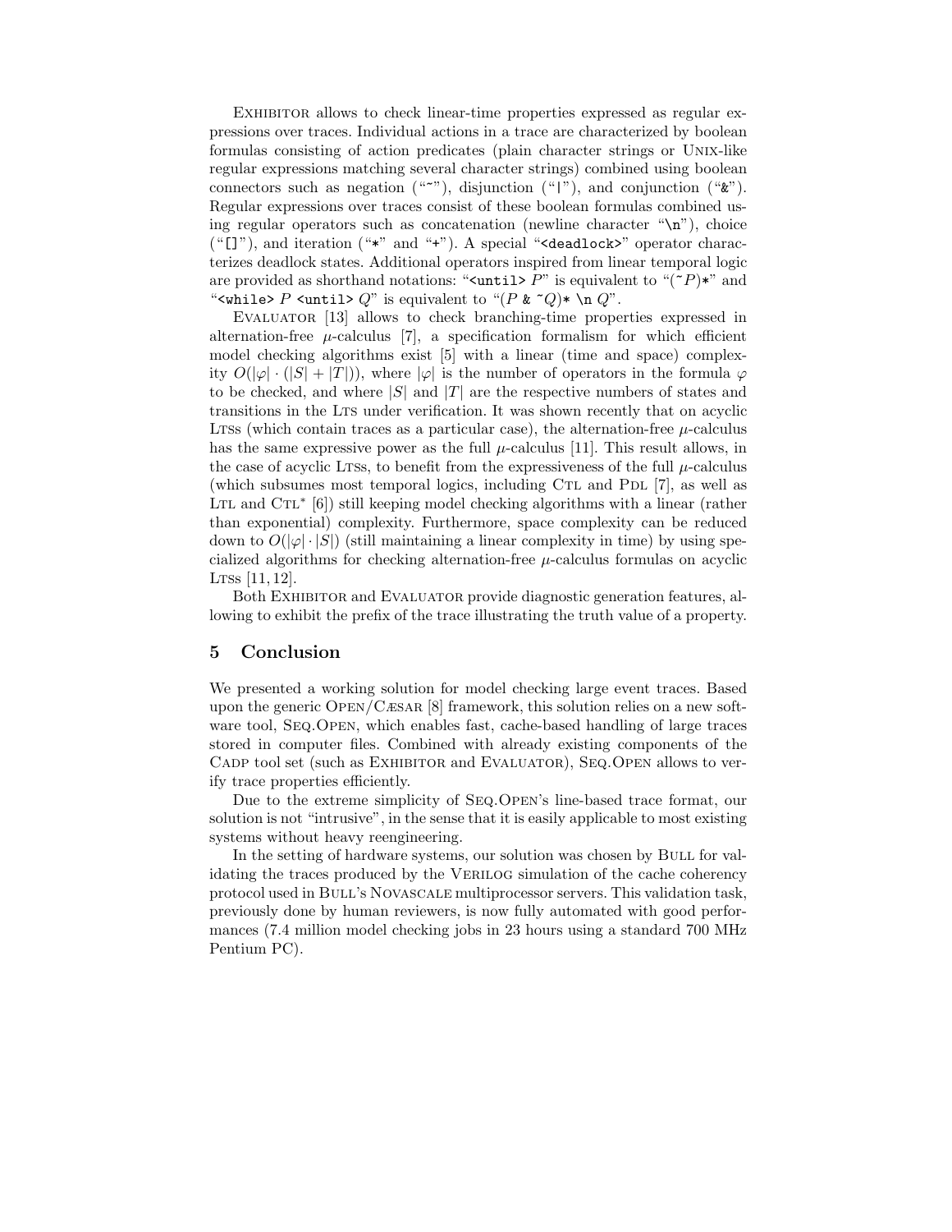EXHIBITOR allows to check linear-time properties expressed as regular expressions over traces. Individual actions in a trace are characterized by boolean formulas consisting of action predicates (plain character strings or UNIX-like regular expressions matching several character strings) combined using boolean connectors such as negation ("`~`"), disjunction ("`|`"), and conjunction ("`&`"). Regular expressions over traces consist of these boolean formulas combined using regular operators such as concatenation (newline character "`\n`"), choice ("`[]`"), and iteration ("`*`" and "`+`"). A special "`<deadlock>`" operator characterizes deadlock states. Additional operators inspired from linear temporal logic are provided as shorthand notations: "`<until>` $P$" is equivalent to "(`~`$P$)`*`" and "`<while>` $P$ `<until>` $Q$" is equivalent to "($P$ `&` `~`$Q$)`*` `\n` $Q$".

EVALUATOR [13] allows to check branching-time properties expressed in alternation-free $\mu$-calculus [7], a specification formalism for which efficient model checking algorithms exist [5] with a linear (time and space) complexity $O(|\varphi| \cdot (|S| + |T|))$, where $|\varphi|$ is the number of operators in the formula $\varphi$ to be checked, and where $|S|$ and $|T|$ are the respective numbers of states and transitions in the LTS under verification. It was shown recently that on acyclic LTSs (which contain traces as a particular case), the alternation-free $\mu$-calculus has the same expressive power as the full $\mu$-calculus [11]. This result allows, in the case of acyclic LTSs, to benefit from the expressiveness of the full $\mu$-calculus (which subsumes most temporal logics, including CTL and PDL [7], as well as LTL and CTL* [6]) still keeping model checking algorithms with a linear (rather than exponential) complexity. Furthermore, space complexity can be reduced down to $O(|\varphi| \cdot |S|)$ (still maintaining a linear complexity in time) by using specialized algorithms for checking alternation-free $\mu$-calculus formulas on acyclic LTSs [11, 12].

Both EXHIBITOR and EVALUATOR provide diagnostic generation features, allowing to exhibit the prefix of the trace illustrating the truth value of a property.

## 5 Conclusion

We presented a working solution for model checking large event traces. Based upon the generic OPEN/CÆSAR [8] framework, this solution relies on a new software tool, SEQ.OPEN, which enables fast, cache-based handling of large traces stored in computer files. Combined with already existing components of the CADP tool set (such as EXHIBITOR and EVALUATOR), SEQ.OPEN allows to verify trace properties efficiently.

Due to the extreme simplicity of SEQ.OPEN's line-based trace format, our solution is not "intrusive", in the sense that it is easily applicable to most existing systems without heavy reengineering.

In the setting of hardware systems, our solution was chosen by BULL for validating the traces produced by the VERILOG simulation of the cache coherency protocol used in BULL's NOVASCALE multiprocessor servers. This validation task, previously done by human reviewers, is now fully automated with good performances (7.4 million model checking jobs in 23 hours using a standard 700 MHz Pentium PC).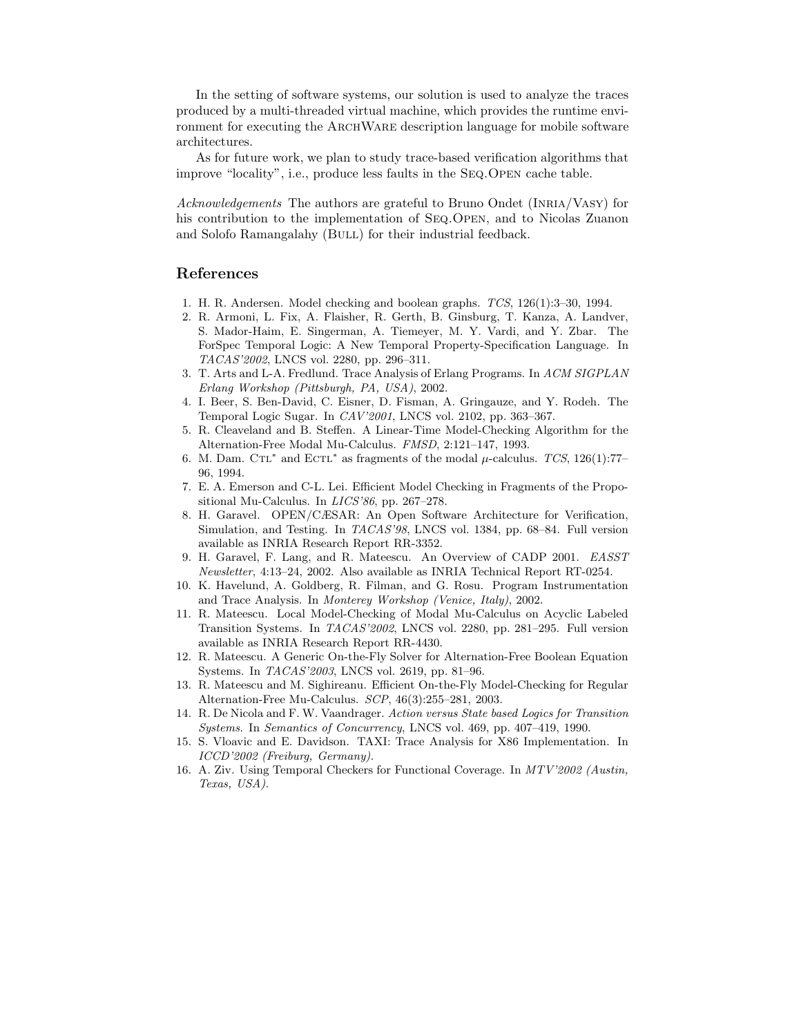In the setting of software systems, our solution is used to analyze the traces produced by a multi-threaded virtual machine, which provides the runtime environment for executing the ArchWare description language for mobile software architectures.

As for future work, we plan to study trace-based verification algorithms that improve "locality", i.e., produce less faults in the Seq.Open cache table.

*Acknowledgements* The authors are grateful to Bruno Ondet (Inria/Vasy) for his contribution to the implementation of Seq.Open, and to Nicolas Zuanon and Solofo Ramangalahy (Bull) for their industrial feedback.

## References

1. H. R. Andersen. Model checking and boolean graphs. *TCS*, 126(1):3–30, 1994.
2. R. Armoni, L. Fix, A. Flaisher, R. Gerth, B. Ginsburg, T. Kanza, A. Landver, S. Mador-Haim, E. Singerman, A. Tiemeyer, M. Y. Vardi, and Y. Zbar. The ForSpec Temporal Logic: A New Temporal Property-Specification Language. In *TACAS'2002*, LNCS vol. 2280, pp. 296–311.
3. T. Arts and L-A. Fredlund. Trace Analysis of Erlang Programs. In *ACM SIGPLAN Erlang Workshop (Pittsburgh, PA, USA)*, 2002.
4. I. Beer, S. Ben-David, C. Eisner, D. Fisman, A. Gringauze, and Y. Rodeh. The Temporal Logic Sugar. In *CAV'2001*, LNCS vol. 2102, pp. 363–367.
5. R. Cleaveland and B. Steffen. A Linear-Time Model-Checking Algorithm for the Alternation-Free Modal Mu-Calculus. *FMSD*, 2:121–147, 1993.
6. M. Dam. Ctl* and Ectl* as fragments of the modal $\mu$-calculus. *TCS*, 126(1):77–96, 1994.
7. E. A. Emerson and C-L. Lei. Efficient Model Checking in Fragments of the Propositional Mu-Calculus. In *LICS'86*, pp. 267–278.
8. H. Garavel. OPEN/CÆSAR: An Open Software Architecture for Verification, Simulation, and Testing. In *TACAS'98*, LNCS vol. 1384, pp. 68–84. Full version available as INRIA Research Report RR-3352.
9. H. Garavel, F. Lang, and R. Mateescu. An Overview of CADP 2001. *EASST Newsletter*, 4:13–24, 2002. Also available as INRIA Technical Report RT-0254.
10. K. Havelund, A. Goldberg, R. Filman, and G. Rosu. Program Instrumentation and Trace Analysis. In *Monterey Workshop (Venice, Italy)*, 2002.
11. R. Mateescu. Local Model-Checking of Modal Mu-Calculus on Acyclic Labeled Transition Systems. In *TACAS'2002*, LNCS vol. 2280, pp. 281–295. Full version available as INRIA Research Report RR-4430.
12. R. Mateescu. A Generic On-the-Fly Solver for Alternation-Free Boolean Equation Systems. In *TACAS'2003*, LNCS vol. 2619, pp. 81–96.
13. R. Mateescu and M. Sighireanu. Efficient On-the-Fly Model-Checking for Regular Alternation-Free Mu-Calculus. *SCP*, 46(3):255–281, 2003.
14. R. De Nicola and F. W. Vaandrager. *Action versus State based Logics for Transition Systems*. In *Semantics of Concurrency*, LNCS vol. 469, pp. 407–419, 1990.
15. S. Vloavic and E. Davidson. TAXI: Trace Analysis for X86 Implementation. In *ICCD'2002 (Freiburg, Germany)*.
16. A. Ziv. Using Temporal Checkers for Functional Coverage. In *MTV'2002 (Austin, Texas, USA)*.